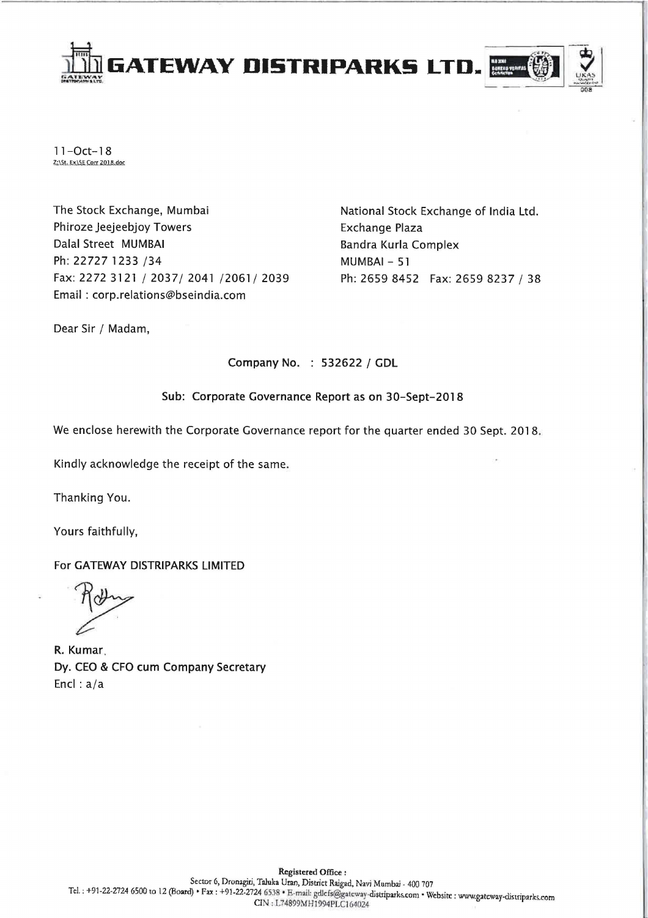# GATEWAY DISTRIPARKS LTD.

11-Oct-18
Z:\St. Ex\SE Corr 2018.doc

The Stock Exchange, Mumbai
Phiroze Jeejeebjoy Towers
Dalal Street MUMBAI
Ph: 22727 1233 /34
Fax: 2272 3121 / 2037/ 2041 /2061/ 2039
Email : corp.relations@bseindia.com

National Stock Exchange of India Ltd.
Exchange Plaza
Bandra Kurla Complex
MUMBAI - 51
Ph: 2659 8452 Fax: 2659 8237 / 38

Dear Sir / Madam,

Company No. : 532622 / GDL

Sub: Corporate Governance Report as on 30-Sept-2018

We enclose herewith the Corporate Governance report for the quarter ended 30 Sept. 2018.

Kindly acknowledge the receipt of the same.

Thanking You.

Yours faithfully,

For GATEWAY DISTRIPARKS LIMITED

**R. Kumar**
**Dy. CEO & CFO cum Company Secretary**
Encl : a/a

Registered Office :
Sector 6, Dronagiri, Taluka Uran, District Raigad, Navi Mumbai - 400 707
Tel. : +91-22-2724 6500 to 12 (Board) • Fax : +91-22-2724 6538 • E-mail: gdlcfs@gateway-distriparks.com • Website : www.gateway-distriparks.com
CIN : L74899MH1994PLC164024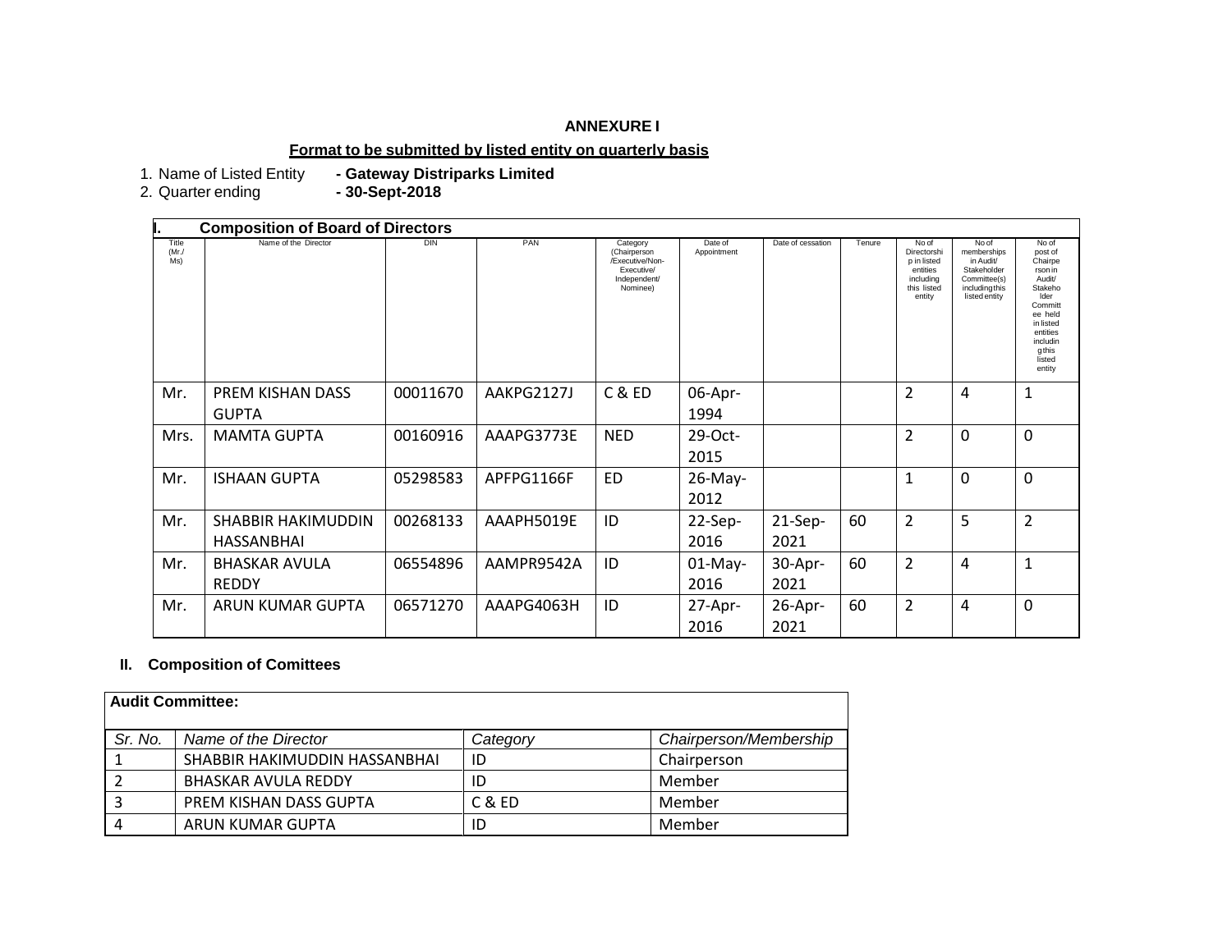**ANNEXURE I**

**Format to be submitted by listed entity on quarterly basis**

1. Name of Listed Entity **- Gateway Distriparks Limited**
2. Quarter ending **- 30-Sept-2018**

**I. Composition of Board of Directors**

| Title (Mr./ Ms) | Name of the Director | DIN | PAN | Category (Chairperson /Executive/Non-Executive/ Independent/ Nominee) | Date of Appointment | Date of cessation | Tenure | No of Directorship in listed entities including this listed entity | No of memberships in Audit/ Stakeholder Committee(s) including this listed entity | No of post of Chairperson in Audit/ Stakeholder Committee held in listed entities including this listed entity |
|---|---|---|---|---|---|---|---|---|---|---|
| Mr. | PREM KISHAN DASS GUPTA | 00011670 | AAKPG2127J | C & ED | 06-Apr-1994 | | | 2 | 4 | 1 |
| Mrs. | MAMTA GUPTA | 00160916 | AAAPG3773E | NED | 29-Oct-2015 | | | 2 | 0 | 0 |
| Mr. | ISHAAN GUPTA | 05298583 | APFPG1166F | ED | 26-May-2012 | | | 1 | 0 | 0 |
| Mr. | SHABBIR HAKIMUDDIN HASSANBHAI | 00268133 | AAAPH5019E | ID | 22-Sep-2016 | 21-Sep-2021 | 60 | 2 | 5 | 2 |
| Mr. | BHASKAR AVULA REDDY | 06554896 | AAMPR9542A | ID | 01-May-2016 | 30-Apr-2021 | 60 | 2 | 4 | 1 |
| Mr. | ARUN KUMAR GUPTA | 06571270 | AAAPG4063H | ID | 27-Apr-2016 | 26-Apr-2021 | 60 | 2 | 4 | 0 |

**II. Composition of Comittees**

**Audit Committee:**

| *Sr. No.* | *Name of the Director* | *Category* | *Chairperson/Membership* |
|---|---|---|---|
| 1 | SHABBIR HAKIMUDDIN HASSANBHAI | ID | Chairperson |
| 2 | BHASKAR AVULA REDDY | ID | Member |
| 3 | PREM KISHAN DASS GUPTA | C & ED | Member |
| 4 | ARUN KUMAR GUPTA | ID | Member |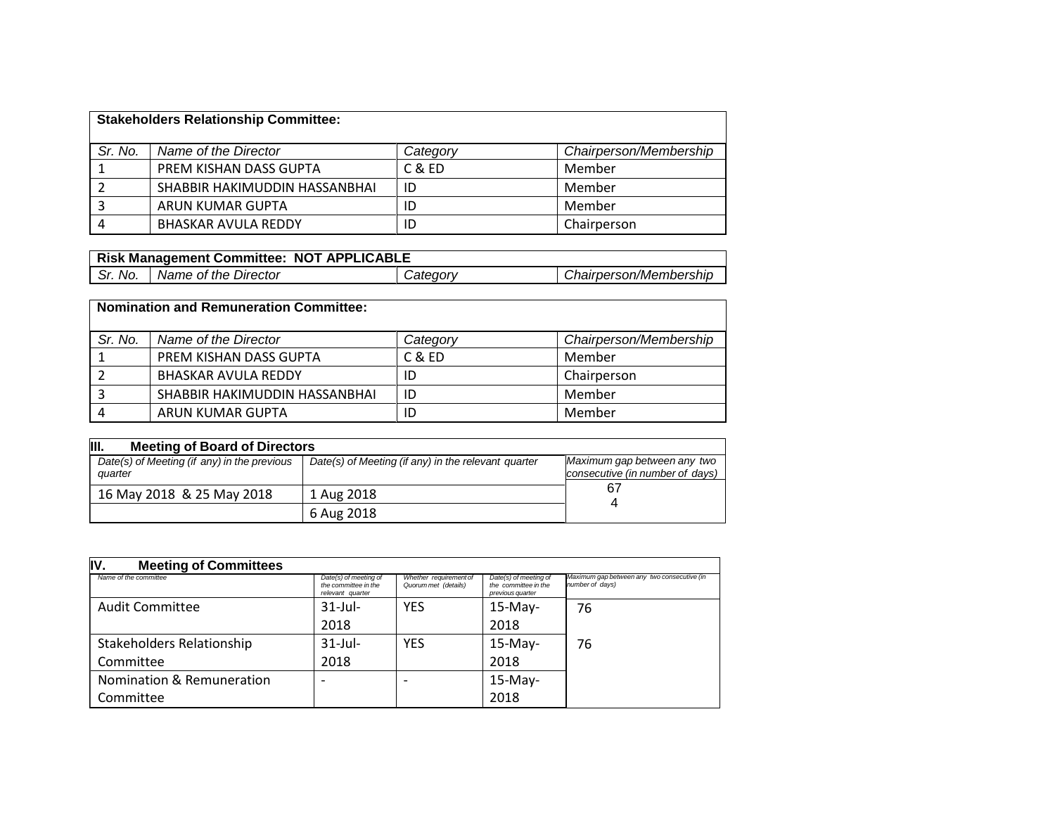| **Stakeholders Relationship Committee:** | | | |
|---|---|---|---|
| *Sr. No.* | *Name of the Director* | *Category* | *Chairperson/Membership* |
| 1 | PREM KISHAN DASS GUPTA | C & ED | Member |
| 2 | SHABBIR HAKIMUDDIN HASSANBHAI | ID | Member |
| 3 | ARUN KUMAR GUPTA | ID | Member |
| 4 | BHASKAR AVULA REDDY | ID | Chairperson |

| **Risk Management Committee: NOT APPLICABLE** | | | |
|---|---|---|---|
| *Sr. No.* | *Name of the Director* | *Category* | *Chairperson/Membership* |

| **Nomination and Remuneration Committee:** | | | |
|---|---|---|---|
| *Sr. No.* | *Name of the Director* | *Category* | *Chairperson/Membership* |
| 1 | PREM KISHAN DASS GUPTA | C & ED | Member |
| 2 | BHASKAR AVULA REDDY | ID | Chairperson |
| 3 | SHABBIR HAKIMUDDIN HASSANBHAI | ID | Member |
| 4 | ARUN KUMAR GUPTA | ID | Member |

| **III. Meeting of Board of Directors** | | |
|---|---|---|
| *Date(s) of Meeting (if any) in the previous quarter* | *Date(s) of Meeting (if any) in the relevant quarter* | *Maximum gap between any two consecutive (in number of days)* |
| 16 May 2018 & 25 May 2018 | 1 Aug 2018 | 67 |
| | 6 Aug 2018 | 4 |

| **IV. Meeting of Committees** | | | | |
|---|---|---|---|---|
| *Name of the committee* | *Date(s) of meeting of the committee in the relevant quarter* | *Whether requirement of Quorum met (details)* | *Date(s) of meeting of the committee in the previous quarter* | *Maximum gap between any two consecutive (in number of days)* |
| Audit Committee | 31-Jul-2018 | YES | 15-May-2018 | 76 |
| Stakeholders Relationship Committee | 31-Jul-2018 | YES | 15-May-2018 | 76 |
| Nomination & Remuneration Committee | - | - | 15-May-2018 | |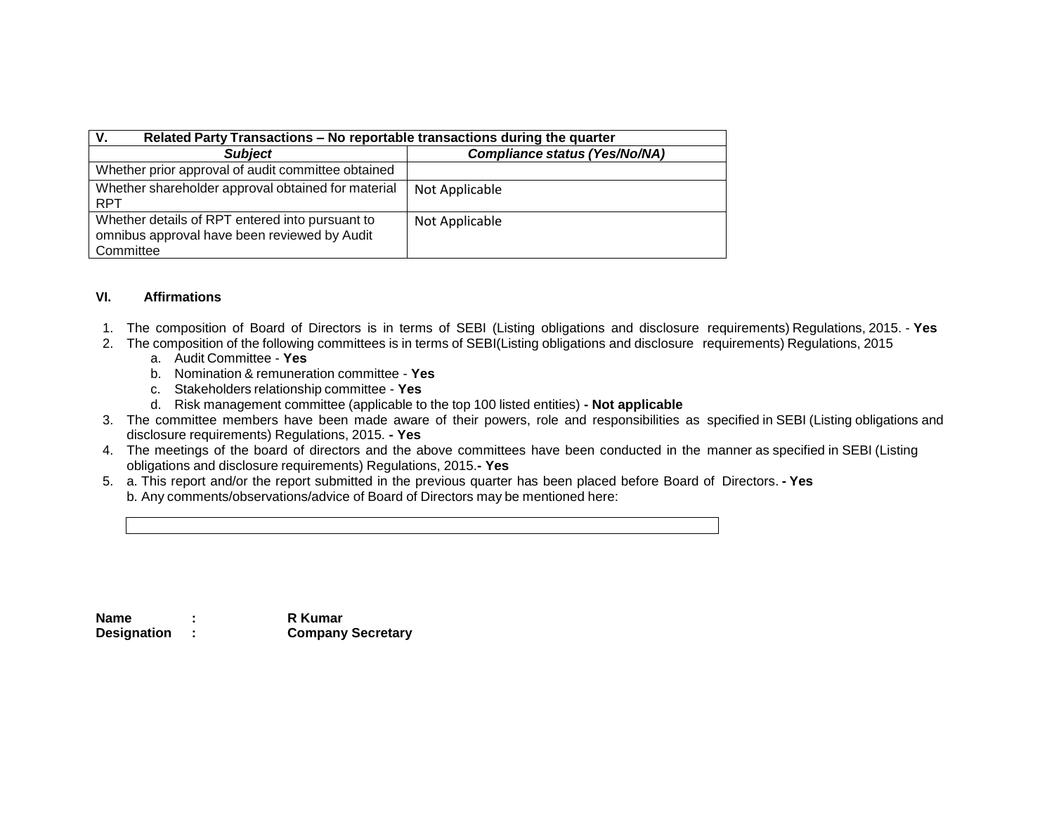| V. Related Party Transactions – No reportable transactions during the quarter | |
| --- | --- |
| ***Subject*** | ***Compliance status (Yes/No/NA)*** |
| Whether prior approval of audit committee obtained | |
| Whether shareholder approval obtained for material RPT | Not Applicable |
| Whether details of RPT entered into pursuant to omnibus approval have been reviewed by Audit Committee | Not Applicable |

**VI. Affirmations**

1. The composition of Board of Directors is in terms of SEBI (Listing obligations and disclosure requirements) Regulations, 2015. - **Yes**
2. The composition of the following committees is in terms of SEBI(Listing obligations and disclosure requirements) Regulations, 2015
   a. Audit Committee - **Yes**
   b. Nomination & remuneration committee - **Yes**
   c. Stakeholders relationship committee - **Yes**
   d. Risk management committee (applicable to the top 100 listed entities) **- Not applicable**
3. The committee members have been made aware of their powers, role and responsibilities as specified in SEBI (Listing obligations and disclosure requirements) Regulations, 2015. **- Yes**
4. The meetings of the board of directors and the above committees have been conducted in the manner as specified in SEBI (Listing obligations and disclosure requirements) Regulations, 2015.**- Yes**
5. a. This report and/or the report submitted in the previous quarter has been placed before Board of Directors. **- Yes**
   b. Any comments/observations/advice of Board of Directors may be mentioned here:

| |
| --- |
| |

**Name :** **R Kumar**
**Designation :** **Company Secretary**